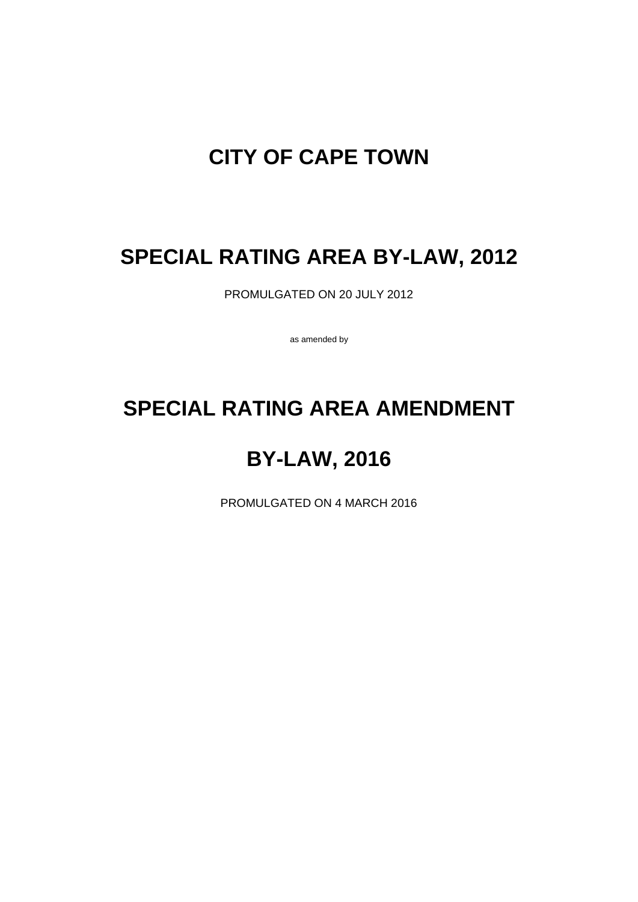# CITY OF CAPE TOWN

# SPECIAL RATING AREA BY-LAW, 2012

PROMULGATED ON 20 JULY 2012

as amended by

# SPECIAL RATING AREA AMENDMENT BY-LAW, 2016

PROMULGATED ON 4 MARCH 2016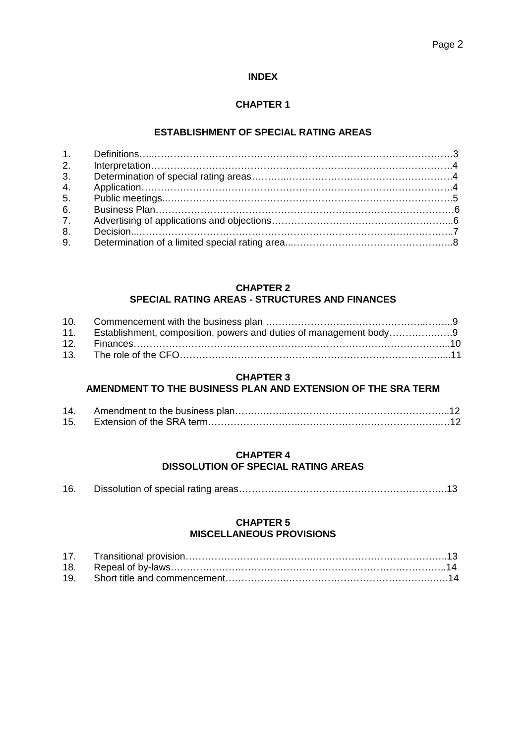# INDEX

## CHAPTER 1

### ESTABLISHMENT OF SPECIAL RATING AREAS

1. Definitions……………………………………………………………………………………3
2. Interpretation…………………………………………………………………………………4
3. Determination of special rating areas……………………………………………………4
4. Application……………………………………………………………………………………4
5. Public meetings………………………………………………………………………………5
6. Business Plan…………………………………………………………………………………6
7. Advertising of applications and objections………………………………………………6
8. Decision…………………………………………………………………………………………7
9. Determination of a limited special rating area……………………………………………8

## CHAPTER 2
### SPECIAL RATING AREAS - STRUCTURES AND FINANCES

10. Commencement with the business plan ……………………………………………………9
11. Establishment, composition, powers and duties of management body…………………9
12. Finances………………………………………………………………………………………10
13. The role of the CFO……………………………………………………………………………11

## CHAPTER 3
### AMENDMENT TO THE BUSINESS PLAN AND EXTENSION OF THE SRA TERM

14. Amendment to the business plan……………………………………………………………12
15. Extension of the SRA term……………………………………………………………………12

## CHAPTER 4
### DISSOLUTION OF SPECIAL RATING AREAS

16. Dissolution of special rating areas……………………………………………………………13

## CHAPTER 5
### MISCELLANEOUS PROVISIONS

17. Transitional provision…………………………………………………………………………13
18. Repeal of by-laws………………………………………………………………………………14
19. Short title and commencement………………………………………………………………14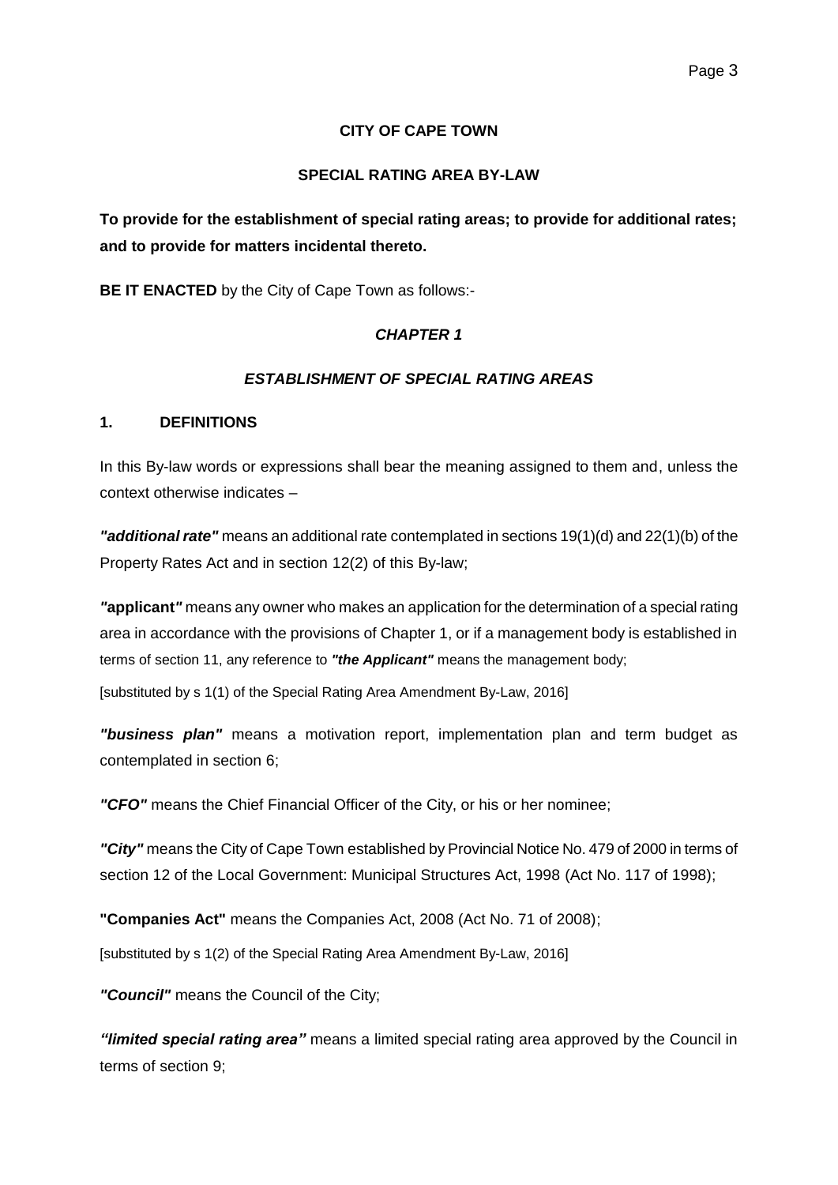**CITY OF CAPE TOWN**

**SPECIAL RATING AREA BY-LAW**

**To provide for the establishment of special rating areas; to provide for additional rates; and to provide for matters incidental thereto.**

**BE IT ENACTED** by the City of Cape Town as follows:-

***CHAPTER 1***

***ESTABLISHMENT OF SPECIAL RATING AREAS***

**1. DEFINITIONS**

In this By-law words or expressions shall bear the meaning assigned to them and, unless the context otherwise indicates –

***"additional rate"*** means an additional rate contemplated in sections 19(1)(d) and 22(1)(b) of the Property Rates Act and in section 12(2) of this By-law;

***"*applicant*"*** means any owner who makes an application for the determination of a special rating area in accordance with the provisions of Chapter 1, or if a management body is established in terms of section 11, any reference to ***"the Applicant"*** means the management body;

[substituted by s 1(1) of the Special Rating Area Amendment By-Law, 2016]

***"business plan"*** means a motivation report, implementation plan and term budget as contemplated in section 6;

***"CFO"*** means the Chief Financial Officer of the City, or his or her nominee;

***"City"*** means the City of Cape Town established by Provincial Notice No. 479 of 2000 in terms of section 12 of the Local Government: Municipal Structures Act, 1998 (Act No. 117 of 1998);

**"Companies Act"** means the Companies Act, 2008 (Act No. 71 of 2008);

[substituted by s 1(2) of the Special Rating Area Amendment By-Law, 2016]

***"Council"*** means the Council of the City;

***"limited special rating area"*** means a limited special rating area approved by the Council in terms of section 9;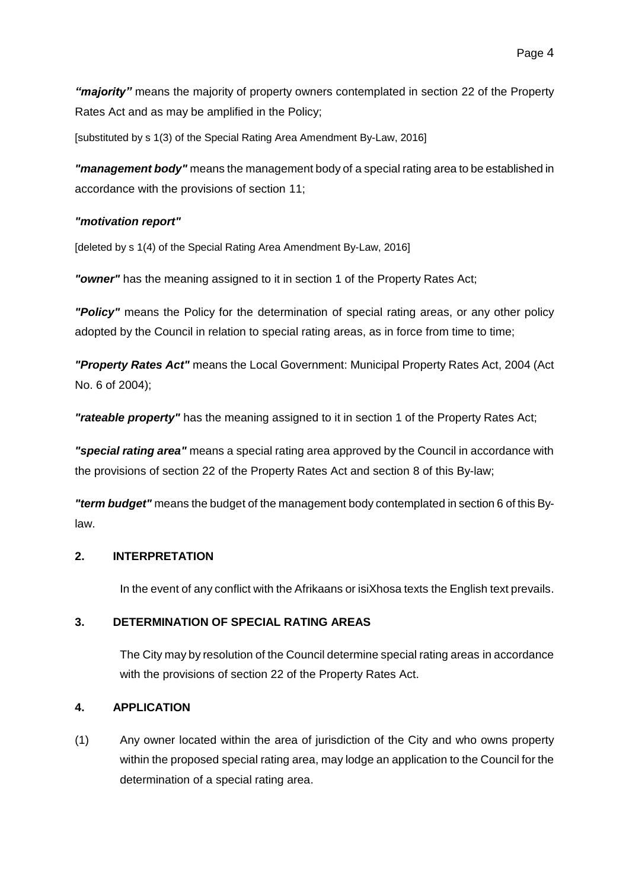***"majority"*** means the majority of property owners contemplated in section 22 of the Property Rates Act and as may be amplified in the Policy;

[substituted by s 1(3) of the Special Rating Area Amendment By-Law, 2016]

***"management body"*** means the management body of a special rating area to be established in accordance with the provisions of section 11;

***"motivation report"***

[deleted by s 1(4) of the Special Rating Area Amendment By-Law, 2016]

***"owner"*** has the meaning assigned to it in section 1 of the Property Rates Act;

***"Policy"*** means the Policy for the determination of special rating areas, or any other policy adopted by the Council in relation to special rating areas, as in force from time to time;

***"Property Rates Act"*** means the Local Government: Municipal Property Rates Act, 2004 (Act No. 6 of 2004);

***"rateable property"*** has the meaning assigned to it in section 1 of the Property Rates Act;

***"special rating area"*** means a special rating area approved by the Council in accordance with the provisions of section 22 of the Property Rates Act and section 8 of this By-law;

***"term budget"*** means the budget of the management body contemplated in section 6 of this By-law.

## 2. INTERPRETATION

In the event of any conflict with the Afrikaans or isiXhosa texts the English text prevails.

## 3. DETERMINATION OF SPECIAL RATING AREAS

The City may by resolution of the Council determine special rating areas in accordance with the provisions of section 22 of the Property Rates Act.

## 4. APPLICATION

(1) Any owner located within the area of jurisdiction of the City and who owns property within the proposed special rating area, may lodge an application to the Council for the determination of a special rating area.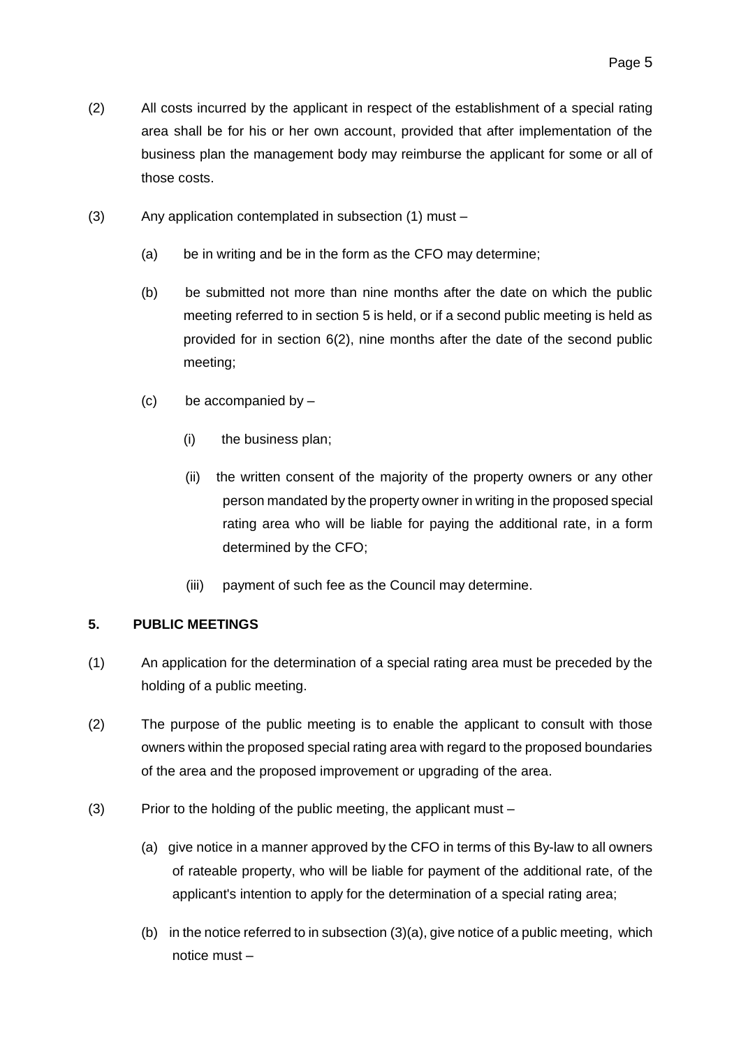(2) All costs incurred by the applicant in respect of the establishment of a special rating area shall be for his or her own account, provided that after implementation of the business plan the management body may reimburse the applicant for some or all of those costs.

(3) Any application contemplated in subsection (1) must –

(a) be in writing and be in the form as the CFO may determine;

(b) be submitted not more than nine months after the date on which the public meeting referred to in section 5 is held, or if a second public meeting is held as provided for in section 6(2), nine months after the date of the second public meeting;

(c) be accompanied by –

(i) the business plan;

(ii) the written consent of the majority of the property owners or any other person mandated by the property owner in writing in the proposed special rating area who will be liable for paying the additional rate, in a form determined by the CFO;

(iii) payment of such fee as the Council may determine.

**5. PUBLIC MEETINGS**

(1) An application for the determination of a special rating area must be preceded by the holding of a public meeting.

(2) The purpose of the public meeting is to enable the applicant to consult with those owners within the proposed special rating area with regard to the proposed boundaries of the area and the proposed improvement or upgrading of the area.

(3) Prior to the holding of the public meeting, the applicant must –

(a) give notice in a manner approved by the CFO in terms of this By-law to all owners of rateable property, who will be liable for payment of the additional rate, of the applicant's intention to apply for the determination of a special rating area;

(b) in the notice referred to in subsection (3)(a), give notice of a public meeting, which notice must –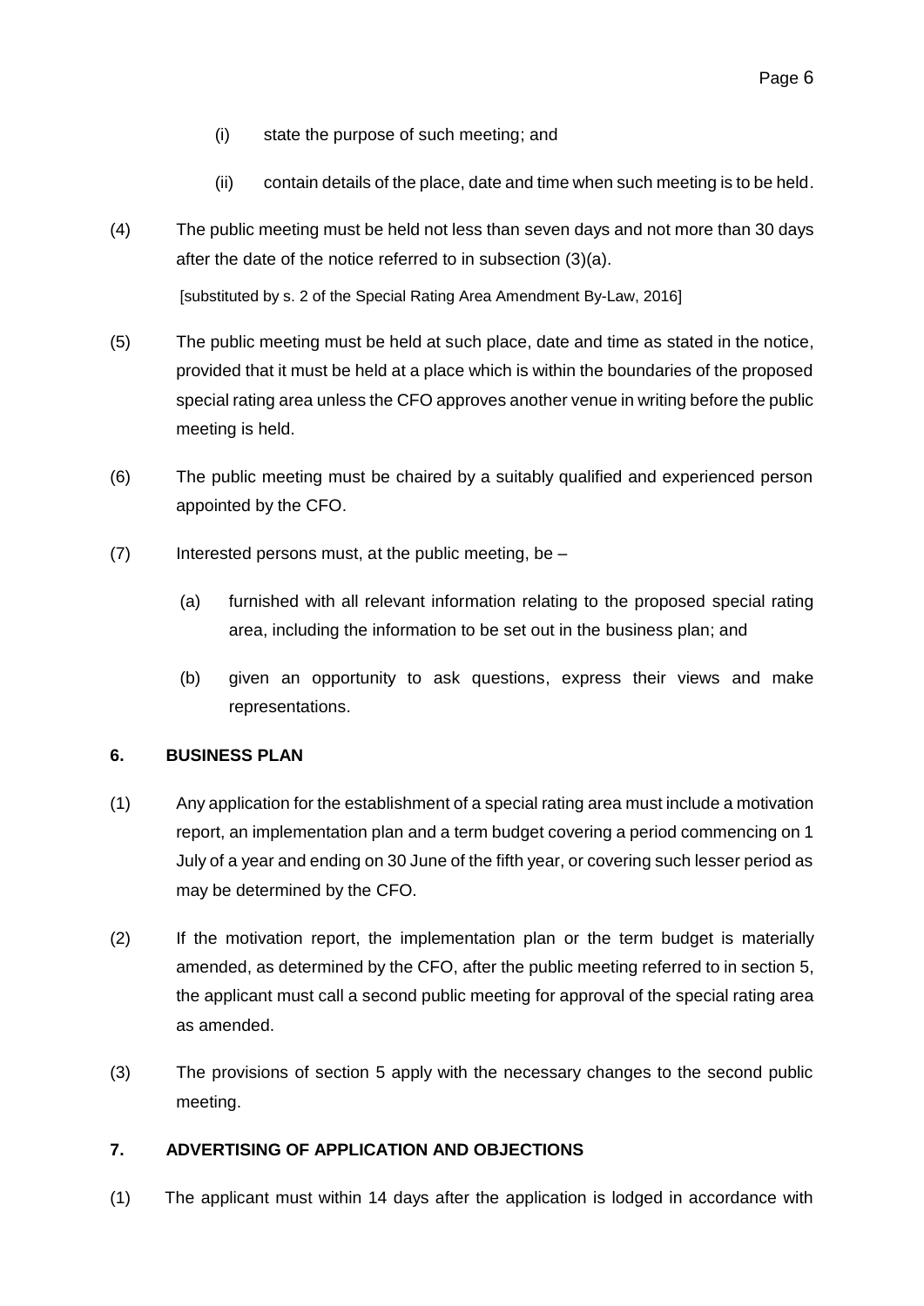(i) state the purpose of such meeting; and

(ii) contain details of the place, date and time when such meeting is to be held.

(4) The public meeting must be held not less than seven days and not more than 30 days after the date of the notice referred to in subsection (3)(a).

[substituted by s. 2 of the Special Rating Area Amendment By-Law, 2016]

(5) The public meeting must be held at such place, date and time as stated in the notice, provided that it must be held at a place which is within the boundaries of the proposed special rating area unless the CFO approves another venue in writing before the public meeting is held.

(6) The public meeting must be chaired by a suitably qualified and experienced person appointed by the CFO.

(7) Interested persons must, at the public meeting, be –

(a) furnished with all relevant information relating to the proposed special rating area, including the information to be set out in the business plan; and

(b) given an opportunity to ask questions, express their views and make representations.

**6. BUSINESS PLAN**

(1) Any application for the establishment of a special rating area must include a motivation report, an implementation plan and a term budget covering a period commencing on 1 July of a year and ending on 30 June of the fifth year, or covering such lesser period as may be determined by the CFO.

(2) If the motivation report, the implementation plan or the term budget is materially amended, as determined by the CFO, after the public meeting referred to in section 5, the applicant must call a second public meeting for approval of the special rating area as amended.

(3) The provisions of section 5 apply with the necessary changes to the second public meeting.

**7. ADVERTISING OF APPLICATION AND OBJECTIONS**

(1) The applicant must within 14 days after the application is lodged in accordance with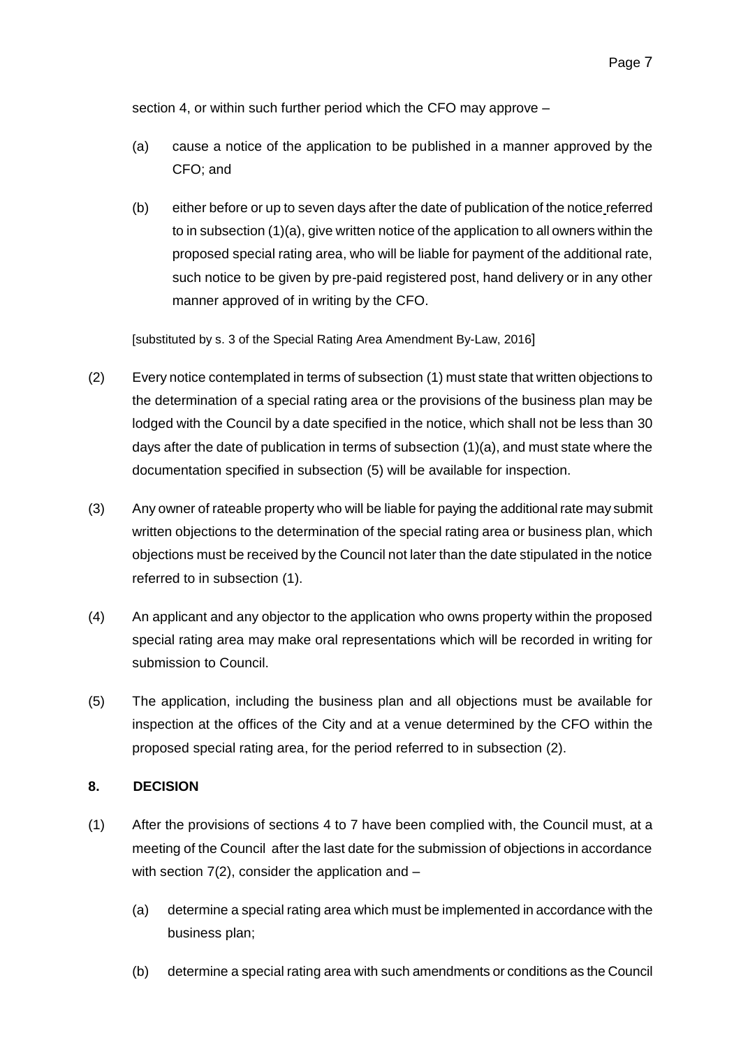section 4, or within such further period which the CFO may approve –

(a) cause a notice of the application to be published in a manner approved by the CFO; and

(b) either before or up to seven days after the date of publication of the notice referred to in subsection (1)(a), give written notice of the application to all owners within the proposed special rating area, who will be liable for payment of the additional rate, such notice to be given by pre-paid registered post, hand delivery or in any other manner approved of in writing by the CFO.

[substituted by s. 3 of the Special Rating Area Amendment By-Law, 2016]

(2) Every notice contemplated in terms of subsection (1) must state that written objections to the determination of a special rating area or the provisions of the business plan may be lodged with the Council by a date specified in the notice, which shall not be less than 30 days after the date of publication in terms of subsection (1)(a), and must state where the documentation specified in subsection (5) will be available for inspection.

(3) Any owner of rateable property who will be liable for paying the additional rate may submit written objections to the determination of the special rating area or business plan, which objections must be received by the Council not later than the date stipulated in the notice referred to in subsection (1).

(4) An applicant and any objector to the application who owns property within the proposed special rating area may make oral representations which will be recorded in writing for submission to Council.

(5) The application, including the business plan and all objections must be available for inspection at the offices of the City and at a venue determined by the CFO within the proposed special rating area, for the period referred to in subsection (2).

## 8. DECISION

(1) After the provisions of sections 4 to 7 have been complied with, the Council must, at a meeting of the Council after the last date for the submission of objections in accordance with section 7(2), consider the application and –

(a) determine a special rating area which must be implemented in accordance with the business plan;

(b) determine a special rating area with such amendments or conditions as the Council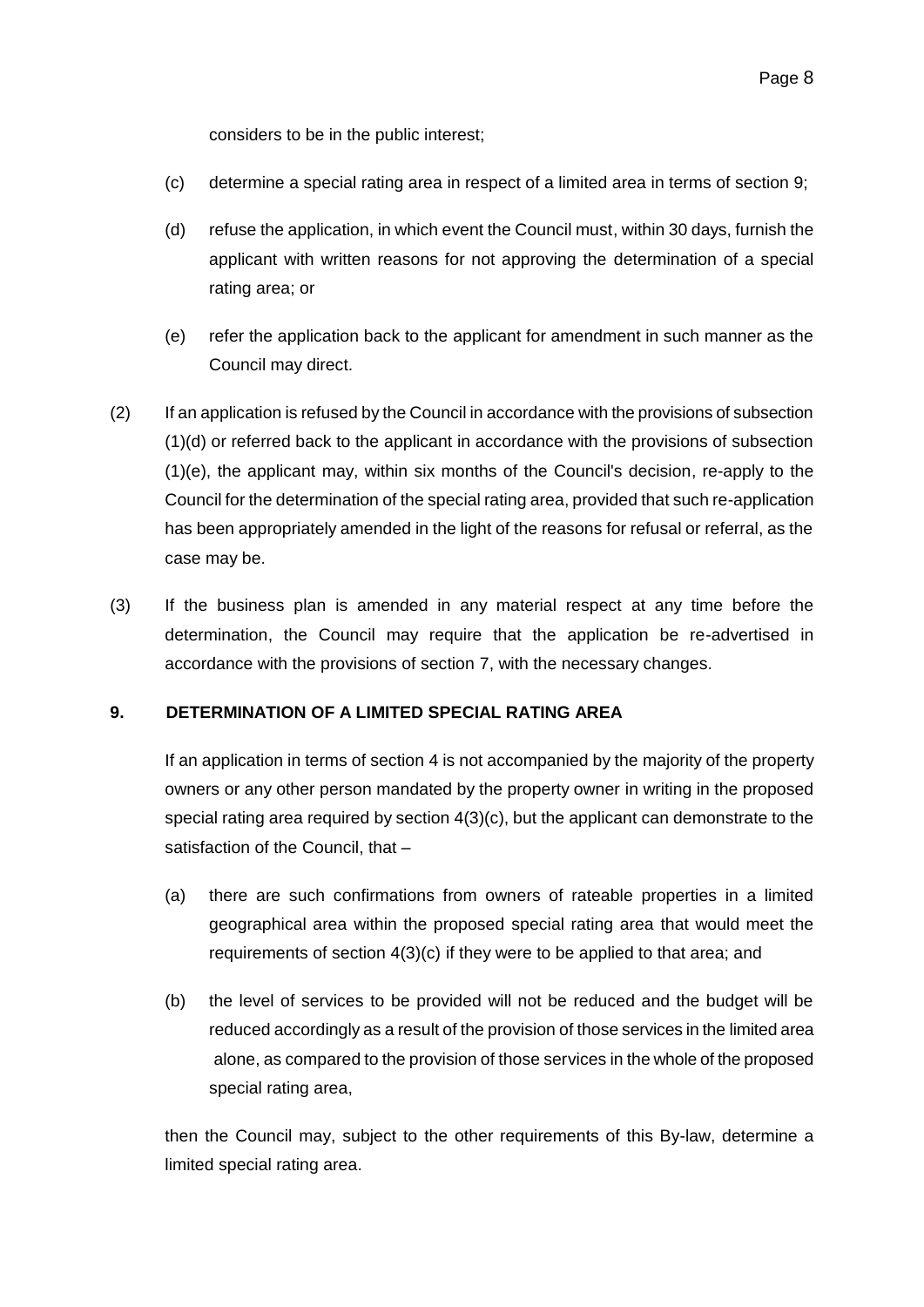considers to be in the public interest;

(c) determine a special rating area in respect of a limited area in terms of section 9;

(d) refuse the application, in which event the Council must, within 30 days, furnish the applicant with written reasons for not approving the determination of a special rating area; or

(e) refer the application back to the applicant for amendment in such manner as the Council may direct.

(2) If an application is refused by the Council in accordance with the provisions of subsection (1)(d) or referred back to the applicant in accordance with the provisions of subsection (1)(e), the applicant may, within six months of the Council's decision, re-apply to the Council for the determination of the special rating area, provided that such re-application has been appropriately amended in the light of the reasons for refusal or referral, as the case may be.

(3) If the business plan is amended in any material respect at any time before the determination, the Council may require that the application be re-advertised in accordance with the provisions of section 7, with the necessary changes.

**9. DETERMINATION OF A LIMITED SPECIAL RATING AREA**

If an application in terms of section 4 is not accompanied by the majority of the property owners or any other person mandated by the property owner in writing in the proposed special rating area required by section 4(3)(c), but the applicant can demonstrate to the satisfaction of the Council, that –

(a) there are such confirmations from owners of rateable properties in a limited geographical area within the proposed special rating area that would meet the requirements of section 4(3)(c) if they were to be applied to that area; and

(b) the level of services to be provided will not be reduced and the budget will be reduced accordingly as a result of the provision of those services in the limited area alone, as compared to the provision of those services in the whole of the proposed special rating area,

then the Council may, subject to the other requirements of this By-law, determine a limited special rating area.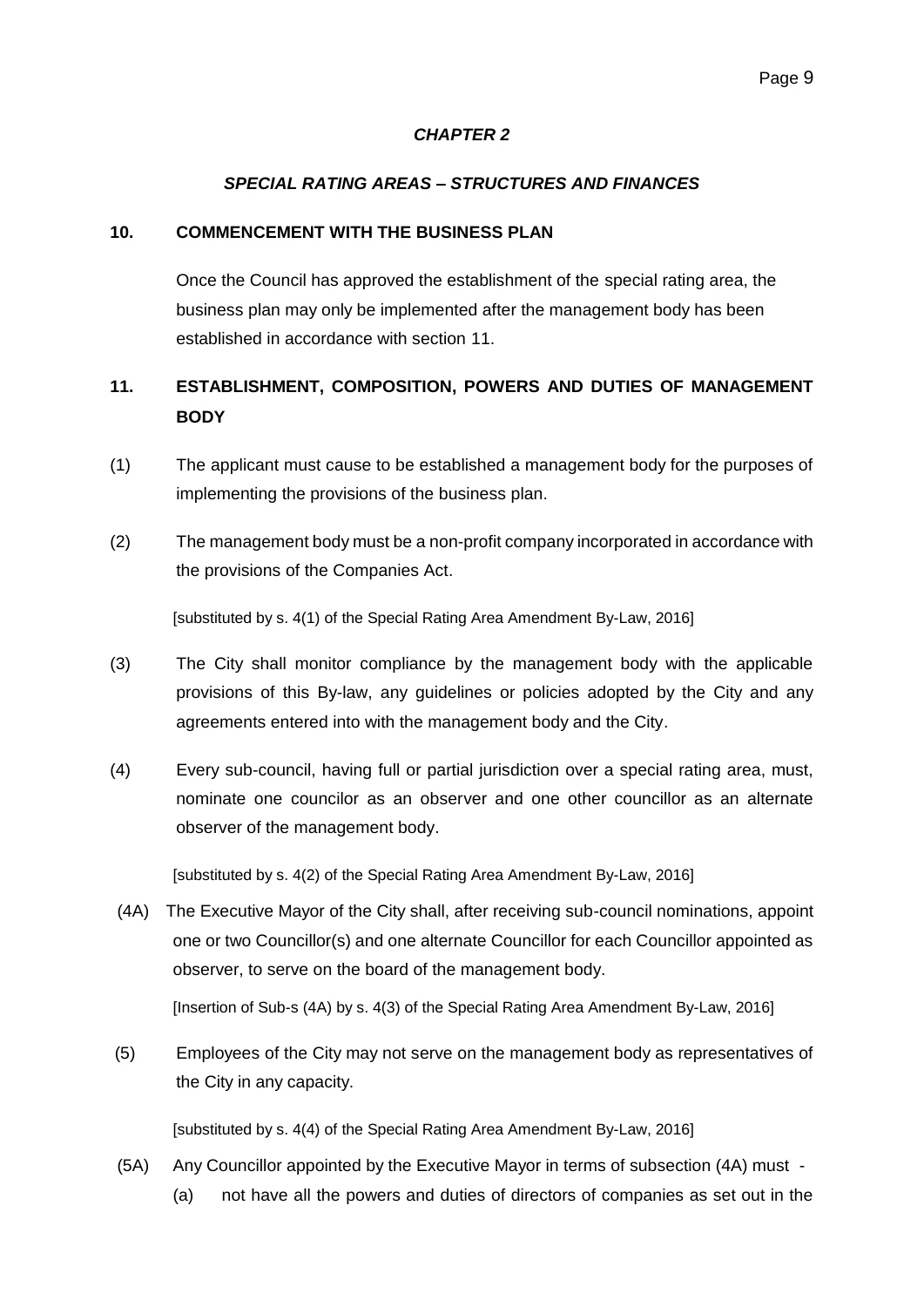### *CHAPTER 2*

### *SPECIAL RATING AREAS – STRUCTURES AND FINANCES*

#### 10. COMMENCEMENT WITH THE BUSINESS PLAN

Once the Council has approved the establishment of the special rating area, the business plan may only be implemented after the management body has been established in accordance with section 11.

#### 11. ESTABLISHMENT, COMPOSITION, POWERS AND DUTIES OF MANAGEMENT BODY

(1) The applicant must cause to be established a management body for the purposes of implementing the provisions of the business plan.

(2) The management body must be a non-profit company incorporated in accordance with the provisions of the Companies Act.

[substituted by s. 4(1) of the Special Rating Area Amendment By-Law, 2016]

(3) The City shall monitor compliance by the management body with the applicable provisions of this By-law, any guidelines or policies adopted by the City and any agreements entered into with the management body and the City.

(4) Every sub-council, having full or partial jurisdiction over a special rating area, must, nominate one councilor as an observer and one other councillor as an alternate observer of the management body.

[substituted by s. 4(2) of the Special Rating Area Amendment By-Law, 2016]

(4A) The Executive Mayor of the City shall, after receiving sub-council nominations, appoint one or two Councillor(s) and one alternate Councillor for each Councillor appointed as observer, to serve on the board of the management body.

[Insertion of Sub-s (4A) by s. 4(3) of the Special Rating Area Amendment By-Law, 2016]

(5) Employees of the City may not serve on the management body as representatives of the City in any capacity.

[substituted by s. 4(4) of the Special Rating Area Amendment By-Law, 2016]

(5A) Any Councillor appointed by the Executive Mayor in terms of subsection (4A) must -

(a) not have all the powers and duties of directors of companies as set out in the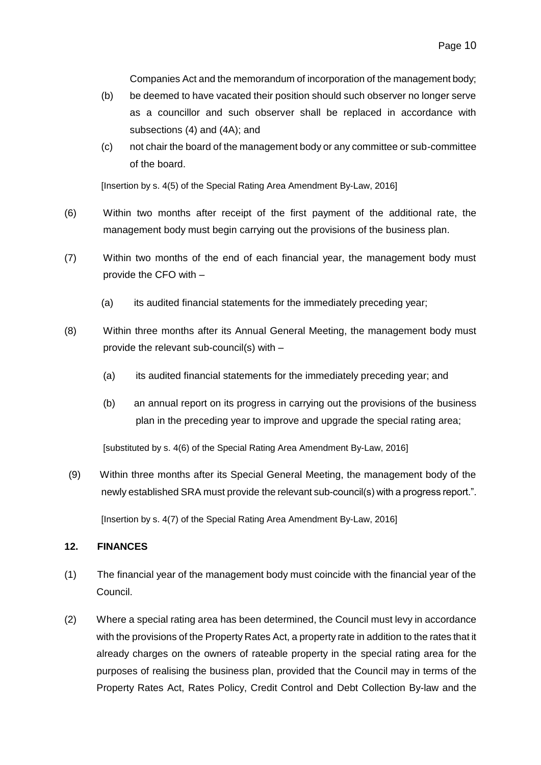Companies Act and the memorandum of incorporation of the management body;

(b) be deemed to have vacated their position should such observer no longer serve as a councillor and such observer shall be replaced in accordance with subsections (4) and (4A); and

(c) not chair the board of the management body or any committee or sub-committee of the board.

[Insertion by s. 4(5) of the Special Rating Area Amendment By-Law, 2016]

(6) Within two months after receipt of the first payment of the additional rate, the management body must begin carrying out the provisions of the business plan.

(7) Within two months of the end of each financial year, the management body must provide the CFO with –

(a) its audited financial statements for the immediately preceding year;

(8) Within three months after its Annual General Meeting, the management body must provide the relevant sub-council(s) with –

(a) its audited financial statements for the immediately preceding year; and

(b) an annual report on its progress in carrying out the provisions of the business plan in the preceding year to improve and upgrade the special rating area;

[substituted by s. 4(6) of the Special Rating Area Amendment By-Law, 2016]

(9) Within three months after its Special General Meeting, the management body of the newly established SRA must provide the relevant sub-council(s) with a progress report.".

[Insertion by s. 4(7) of the Special Rating Area Amendment By-Law, 2016]

**12. FINANCES**

(1) The financial year of the management body must coincide with the financial year of the Council.

(2) Where a special rating area has been determined, the Council must levy in accordance with the provisions of the Property Rates Act, a property rate in addition to the rates that it already charges on the owners of rateable property in the special rating area for the purposes of realising the business plan, provided that the Council may in terms of the Property Rates Act, Rates Policy, Credit Control and Debt Collection By-law and the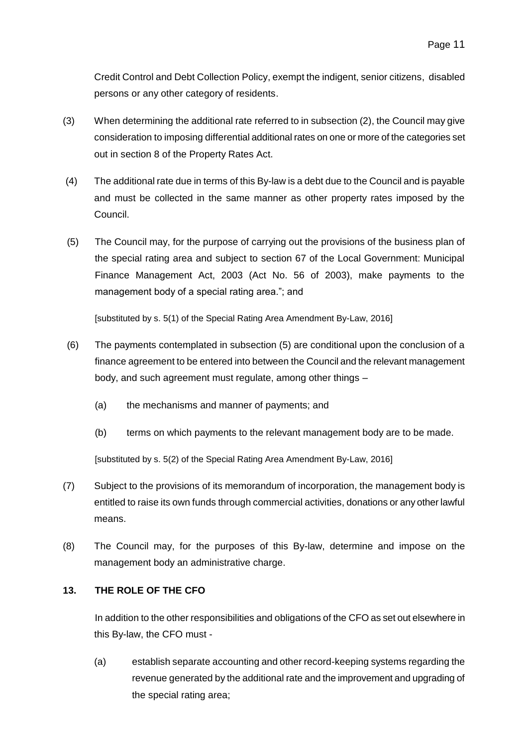Credit Control and Debt Collection Policy, exempt the indigent, senior citizens, disabled persons or any other category of residents.

(3) When determining the additional rate referred to in subsection (2), the Council may give consideration to imposing differential additional rates on one or more of the categories set out in section 8 of the Property Rates Act.

(4) The additional rate due in terms of this By-law is a debt due to the Council and is payable and must be collected in the same manner as other property rates imposed by the Council.

(5) The Council may, for the purpose of carrying out the provisions of the business plan of the special rating area and subject to section 67 of the Local Government: Municipal Finance Management Act, 2003 (Act No. 56 of 2003), make payments to the management body of a special rating area."; and

[substituted by s. 5(1) of the Special Rating Area Amendment By-Law, 2016]

(6) The payments contemplated in subsection (5) are conditional upon the conclusion of a finance agreement to be entered into between the Council and the relevant management body, and such agreement must regulate, among other things –

(a) the mechanisms and manner of payments; and

(b) terms on which payments to the relevant management body are to be made.

[substituted by s. 5(2) of the Special Rating Area Amendment By-Law, 2016]

(7) Subject to the provisions of its memorandum of incorporation, the management body is entitled to raise its own funds through commercial activities, donations or any other lawful means.

(8) The Council may, for the purposes of this By-law, determine and impose on the management body an administrative charge.

**13. THE ROLE OF THE CFO**

In addition to the other responsibilities and obligations of the CFO as set out elsewhere in this By-law, the CFO must -

(a) establish separate accounting and other record-keeping systems regarding the revenue generated by the additional rate and the improvement and upgrading of the special rating area;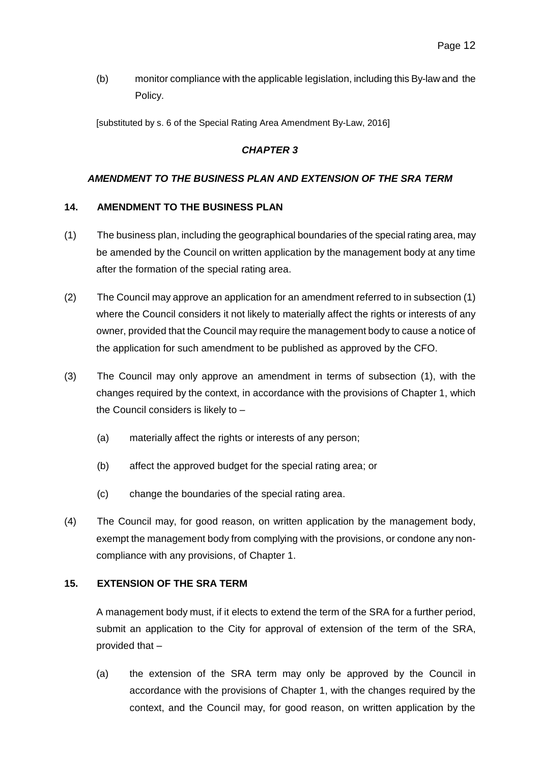(b) monitor compliance with the applicable legislation, including this By-law and the Policy.

[substituted by s. 6 of the Special Rating Area Amendment By-Law, 2016]

### *CHAPTER 3*

### *AMENDMENT TO THE BUSINESS PLAN AND EXTENSION OF THE SRA TERM*

**14. AMENDMENT TO THE BUSINESS PLAN**

(1) The business plan, including the geographical boundaries of the special rating area, may be amended by the Council on written application by the management body at any time after the formation of the special rating area.

(2) The Council may approve an application for an amendment referred to in subsection (1) where the Council considers it not likely to materially affect the rights or interests of any owner, provided that the Council may require the management body to cause a notice of the application for such amendment to be published as approved by the CFO.

(3) The Council may only approve an amendment in terms of subsection (1), with the changes required by the context, in accordance with the provisions of Chapter 1, which the Council considers is likely to –

(a) materially affect the rights or interests of any person;

(b) affect the approved budget for the special rating area; or

(c) change the boundaries of the special rating area.

(4) The Council may, for good reason, on written application by the management body, exempt the management body from complying with the provisions, or condone any non-compliance with any provisions, of Chapter 1.

**15. EXTENSION OF THE SRA TERM**

A management body must, if it elects to extend the term of the SRA for a further period, submit an application to the City for approval of extension of the term of the SRA, provided that –

(a) the extension of the SRA term may only be approved by the Council in accordance with the provisions of Chapter 1, with the changes required by the context, and the Council may, for good reason, on written application by the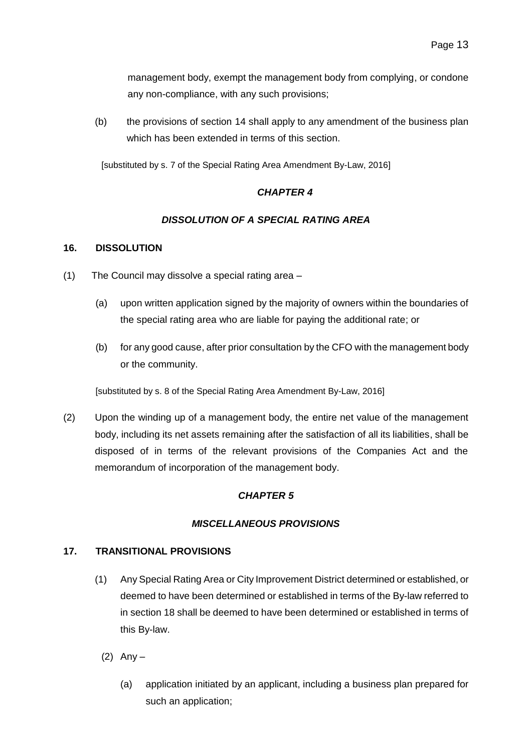management body, exempt the management body from complying, or condone any non-compliance, with any such provisions;

(b) the provisions of section 14 shall apply to any amendment of the business plan which has been extended in terms of this section.

[substituted by s. 7 of the Special Rating Area Amendment By-Law, 2016]

## *CHAPTER 4*

## *DISSOLUTION OF A SPECIAL RATING AREA*

### 16. DISSOLUTION

(1) The Council may dissolve a special rating area –

(a) upon written application signed by the majority of owners within the boundaries of the special rating area who are liable for paying the additional rate; or

(b) for any good cause, after prior consultation by the CFO with the management body or the community.

[substituted by s. 8 of the Special Rating Area Amendment By-Law, 2016]

(2) Upon the winding up of a management body, the entire net value of the management body, including its net assets remaining after the satisfaction of all its liabilities, shall be disposed of in terms of the relevant provisions of the Companies Act and the memorandum of incorporation of the management body.

## *CHAPTER 5*

## *MISCELLANEOUS PROVISIONS*

### 17. TRANSITIONAL PROVISIONS

(1) Any Special Rating Area or City Improvement District determined or established, or deemed to have been determined or established in terms of the By-law referred to in section 18 shall be deemed to have been determined or established in terms of this By-law.

(2) Any –

(a) application initiated by an applicant, including a business plan prepared for such an application;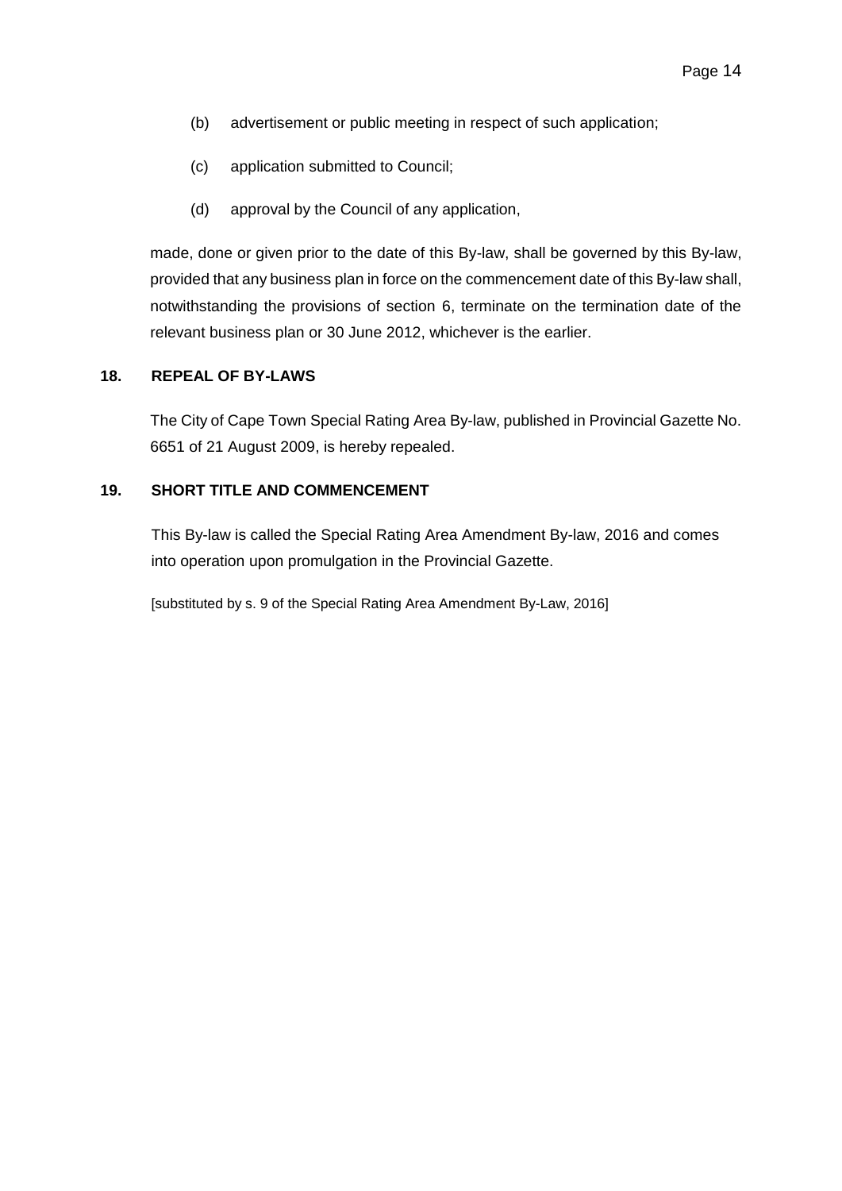(b) advertisement or public meeting in respect of such application;

(c) application submitted to Council;

(d) approval by the Council of any application,

made, done or given prior to the date of this By-law, shall be governed by this By-law, provided that any business plan in force on the commencement date of this By-law shall, notwithstanding the provisions of section 6, terminate on the termination date of the relevant business plan or 30 June 2012, whichever is the earlier.

## 18. REPEAL OF BY-LAWS

The City of Cape Town Special Rating Area By-law, published in Provincial Gazette No. 6651 of 21 August 2009, is hereby repealed.

## 19. SHORT TITLE AND COMMENCEMENT

This By-law is called the Special Rating Area Amendment By-law, 2016 and comes into operation upon promulgation in the Provincial Gazette.

[substituted by s. 9 of the Special Rating Area Amendment By-Law, 2016]